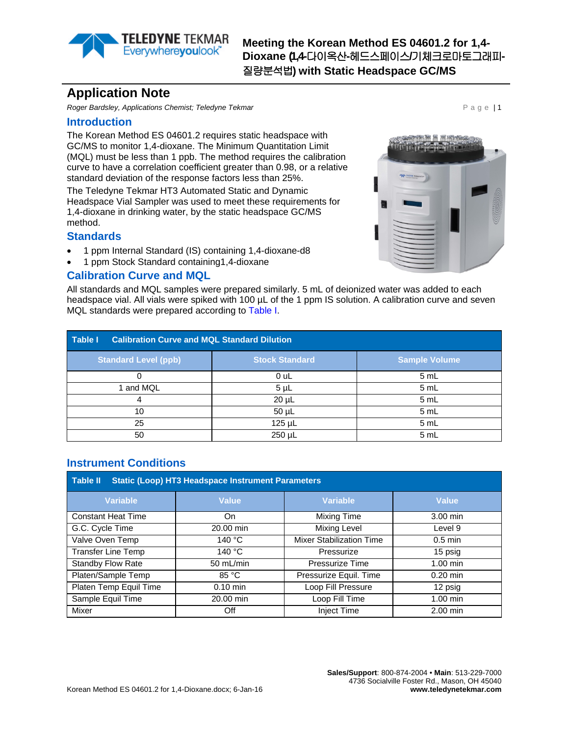# Meeting the Korean Method ES 04601.2 for 1,4-Dioxane (1,4-다이옥산-헤드스페이스/기체크로마토그래피-질량분석법) with Static Headspace GC/MS

## Application Note

*Roger Bardsley, Applications Chemist; Teledyne Tekmar*

## Introduction

The Korean Method ES 04601.2 requires static headspace with GC/MS to monitor 1,4-dioxane. The Minimum Quantitation Limit (MQL) must be less than 1 ppb. The method requires the calibration curve to have a correlation coefficient greater than 0.98, or a relative standard deviation of the response factors less than 25%.

The Teledyne Tekmar HT3 Automated Static and Dynamic Headspace Vial Sampler was used to meet these requirements for 1,4-dioxane in drinking water, by the static headspace GC/MS method.

## Standards

- 1 ppm Internal Standard (IS) containing 1,4-dioxane-d8
- 1 ppm Stock Standard containing1,4-dioxane

## Calibration Curve and MQL

All standards and MQL samples were prepared similarly. 5 mL of deionized water was added to each headspace vial. All vials were spiked with 100 µL of the 1 ppm IS solution. A calibration curve and seven MQL standards were prepared according to Table I.

**Table I Calibration Curve and MQL Standard Dilution**

| Standard Level (ppb) | Stock Standard | Sample Volume |
|---|---|---|
| 0 | 0 uL | 5 mL |
| 1 and MQL | 5 µL | 5 mL |
| 4 | 20 µL | 5 mL |
| 10 | 50 µL | 5 mL |
| 25 | 125 µL | 5 mL |
| 50 | 250 µL | 5 mL |

## Instrument Conditions

**Table II Static (Loop) HT3 Headspace Instrument Parameters**

| Variable | Value | Variable | Value |
|---|---|---|---|
| Constant Heat Time | On | Mixing Time | 3.00 min |
| G.C. Cycle Time | 20.00 min | Mixing Level | Level 9 |
| Valve Oven Temp | 140 °C | Mixer Stabilization Time | 0.5 min |
| Transfer Line Temp | 140 °C | Pressurize | 15 psig |
| Standby Flow Rate | 50 mL/min | Pressurize Time | 1.00 min |
| Platen/Sample Temp | 85 °C | Pressurize Equil. Time | 0.20 min |
| Platen Temp Equil Time | 0.10 min | Loop Fill Pressure | 12 psig |
| Sample Equil Time | 20.00 min | Loop Fill Time | 1.00 min |
| Mixer | Off | Inject Time | 2.00 min |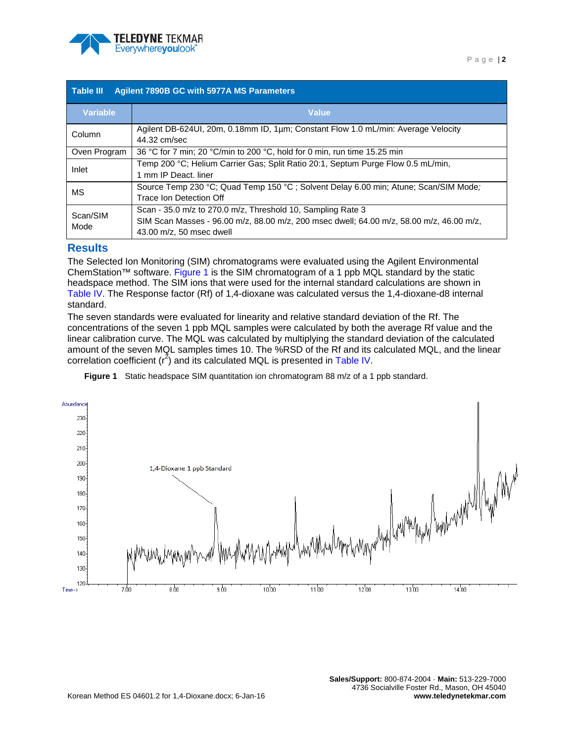| Table III | Agilent 7890B GC with 5977A MS Parameters |
|---|---|
| **Variable** | **Value** |
| Column | Agilent DB-624UI, 20m, 0.18mm ID, 1µm; Constant Flow 1.0 mL/min: Average Velocity 44.32 cm/sec |
| Oven Program | 36 °C for 7 min; 20 °C/min to 200 °C, hold for 0 min, run time 15.25 min |
| Inlet | Temp 200 °C; Helium Carrier Gas; Split Ratio 20:1, Septum Purge Flow 0.5 mL/min, 1 mm IP Deact. liner |
| MS | Source Temp 230 °C; Quad Temp 150 °C ; Solvent Delay 6.00 min; Atune; Scan/SIM Mode; Trace Ion Detection Off |
| Scan/SIM Mode | Scan - 35.0 m/z to 270.0 m/z, Threshold 10, Sampling Rate 3<br>SIM Scan Masses - 96.00 m/z, 88.00 m/z, 200 msec dwell; 64.00 m/z, 58.00 m/z, 46.00 m/z, 43.00 m/z, 50 msec dwell |

## Results

The Selected Ion Monitoring (SIM) chromatograms were evaluated using the Agilent Environmental ChemStation™ software. Figure 1 is the SIM chromatogram of a 1 ppb MQL standard by the static headspace method. The SIM ions that were used for the internal standard calculations are shown in Table IV. The Response factor (Rf) of 1,4-dioxane was calculated versus the 1,4-dioxane-d8 internal standard.

The seven standards were evaluated for linearity and relative standard deviation of the Rf. The concentrations of the seven 1 ppb MQL samples were calculated by both the average Rf value and the linear calibration curve. The MQL was calculated by multiplying the standard deviation of the calculated amount of the seven MQL samples times 10. The %RSD of the Rf and its calculated MQL, and the linear correlation coefficient ($r^2$) and its calculated MQL is presented in Table IV.

**Figure 1** Static headspace SIM quantitation ion chromatogram 88 m/z of a 1 ppb standard.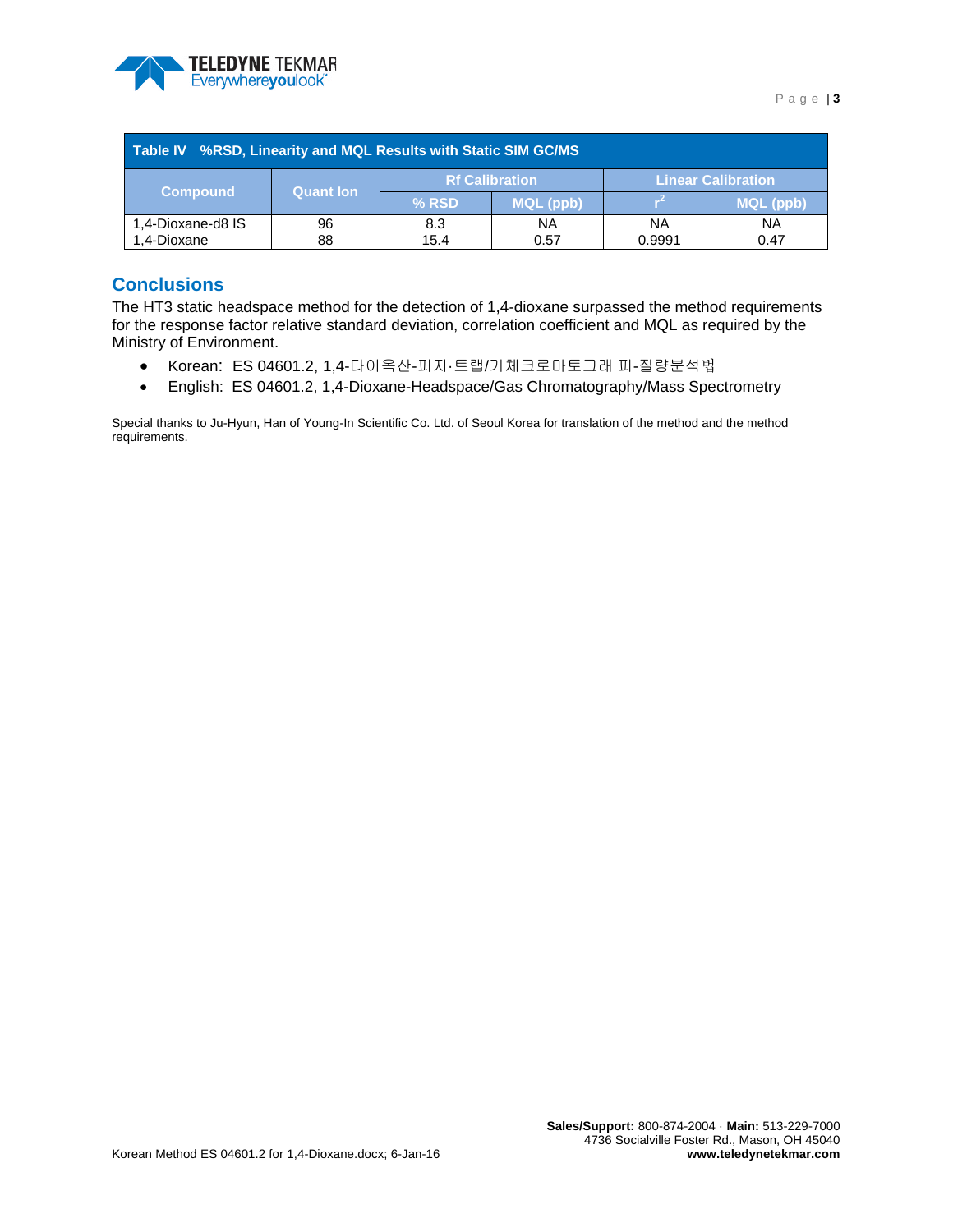| Table IV   %RSD, Linearity and MQL Results with Static SIM GC/MS | | | | | |
|---|---|---|---|---|---|
| Compound | Quant Ion | Rf Calibration | | Linear Calibration | |
| | | % RSD | MQL (ppb) | $r^2$ | MQL (ppb) |
| 1,4-Dioxane-d8 IS | 96 | 8.3 | NA | NA | NA |
| 1,4-Dioxane | 88 | 15.4 | 0.57 | 0.9991 | 0.47 |

## Conclusions

The HT3 static headspace method for the detection of 1,4-dioxane surpassed the method requirements for the response factor relative standard deviation, correlation coefficient and MQL as required by the Ministry of Environment.

- Korean: ES 04601.2, 1,4-다이옥산-퍼지·트랩/기체크로마토그래 피-질량분석법
- English: ES 04601.2, 1,4-Dioxane-Headspace/Gas Chromatography/Mass Spectrometry

Special thanks to Ju-Hyun, Han of Young-In Scientific Co. Ltd. of Seoul Korea for translation of the method and the method requirements.